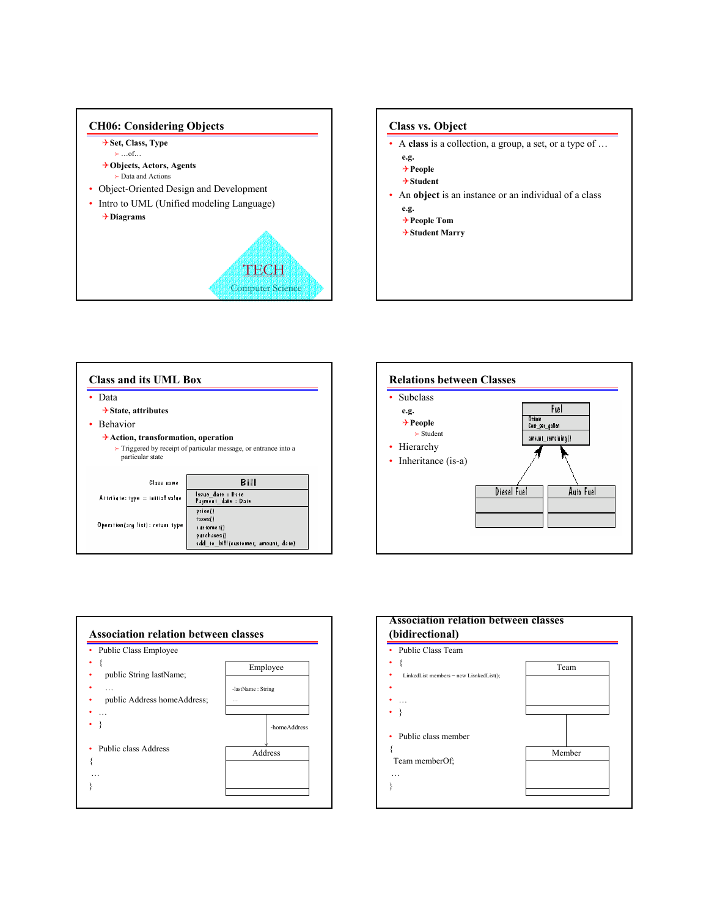## CH06: Considering Objects

- Set, Class, Type
  - …of…
- Objects, Actors, Agents
  - Data and Actions
- Object-Oriented Design and Development
- Intro to UML (Unified modeling Language)
  - Diagrams

TECH
Computer Science

## Class vs. Object

- A **class** is a collection, a group, a set, or a type of …
  - e.g.
    - People
    - Student
- An **object** is an instance or an individual of a class
  - e.g.
    - People Tom
    - Student Marry

## Class and its UML Box

- Data
  - State, attributes
- Behavior
  - Action, transformation, operation
    - Triggered by receipt of particular message, or entrance into a particular state

| | Bill |
|---|---|
| Class name | Bill |
| Attribute: type = initial value | Issue_date : Date<br>Payment_date : Date |
| Operation(arg list): return type | price()<br>taxes()<br>customer()<br>purchases()<br>add_to_bill(customer, amount, date) |

## Relations between Classes

- Subclass
  - e.g.
    - People
      - Student
- Hierarchy
- Inheritance (is-a)

Fuel: Octane, Cost_per_gallon; amount_remaining()
Diesel Fuel → Fuel
Auto Fuel → Fuel

## Association relation between classes

```
Public Class Employee
{
  public String lastName;
  …
  public Address homeAddress;
  …
}

Public class Address
{
  …
}
```

Employee: -lastName : String, …
Employee → -homeAddress → Address

## Association relation between classes (bidirectional)

```
Public Class Team
{
  LinkedList members = new LisnkedList();

  …
}

Public class member
{
  Team memberOf;
  …
}
```

Team — Member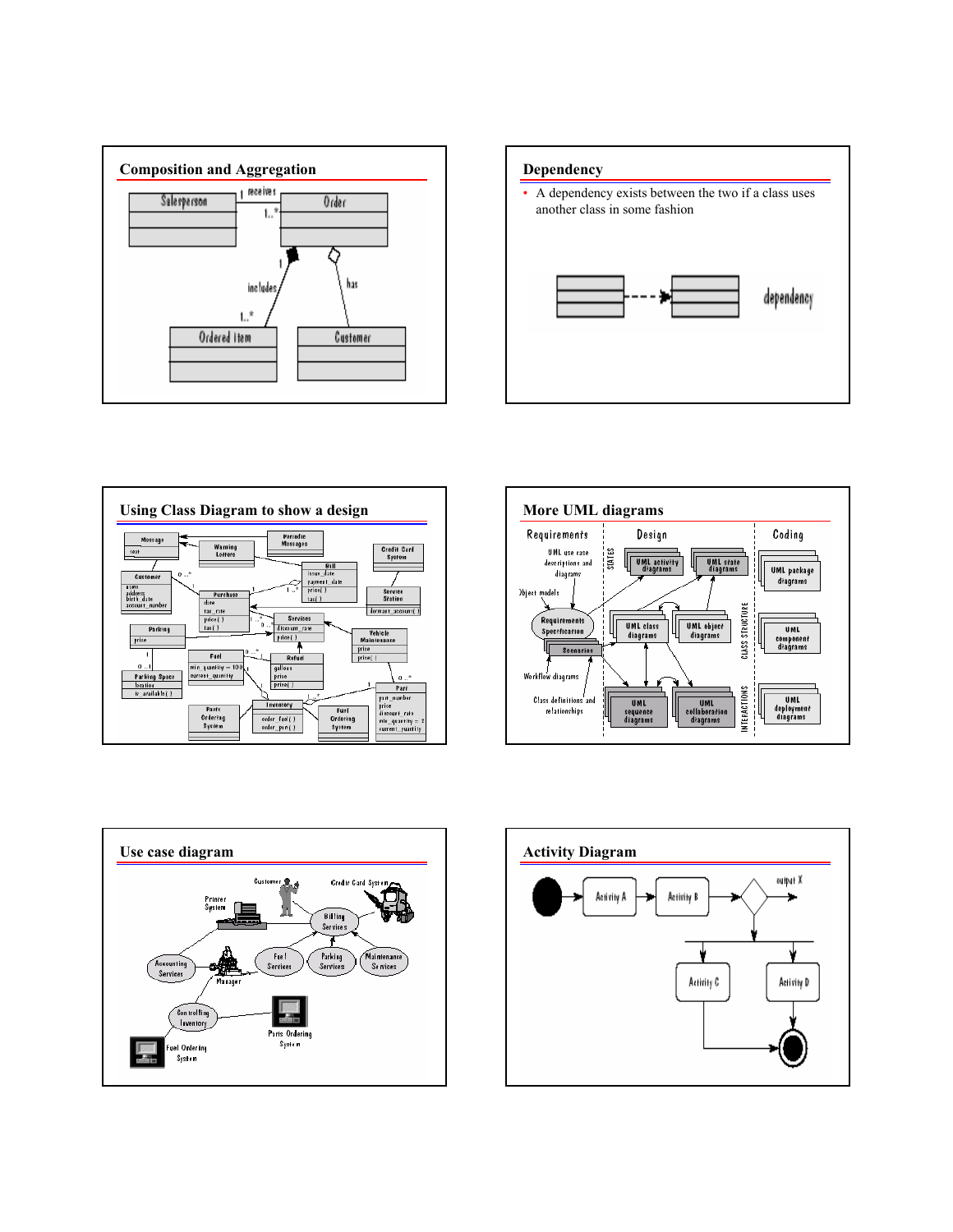## Composition and Aggregation

## Dependency

- A dependency exists between the two if a class uses another class in some fashion

## Using Class Diagram to show a design

## More UML diagrams

## Use case diagram

## Activity Diagram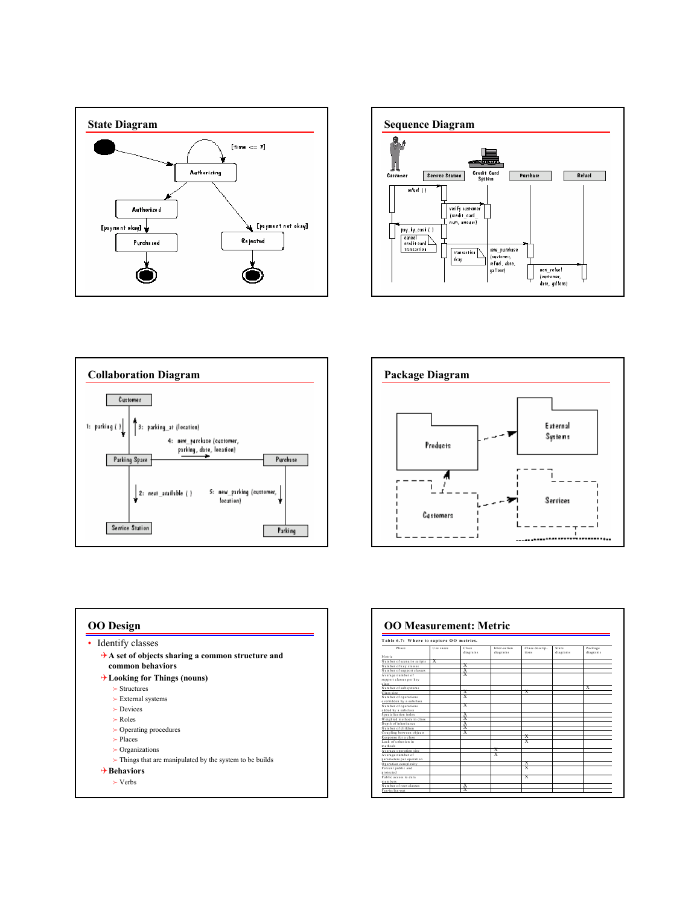## State Diagram

[time <= 7]

Authorizing

Authorized

[payment okay]

Purchased

[payment not okay]

Rejected

## Sequence Diagram

Customer

Service Station

Credit Card System

Purchase

Refuel

refuel ( )

verify customer (credit_card_num, amount)

pay_by_cash ( )

cancel credit card transaction

transaction okay

new_purchase (customer, refuel, date, gallons)

new_refuel (customer, date, gallons)

## Collaboration Diagram

Customer

1: parking ( )

3: parking_at (location)

4: new_purchase (customer, parking, date, location)

Parking Space

Purchase

2: next_available ( )

5: new_parking (customer, location)

Service Station

Parking

## Package Diagram

Products

External Systems

Customers

Services

## OO Design

- Identify classes
  - A set of objects sharing a common structure and common behaviors
  - Looking for Things (nouns)
    - Structures
    - External systems
    - Devices
    - Roles
    - Operating procedures
    - Places
    - Organizations
    - Things that are manipulated by the system to be builds
  - Behaviors
    - Verbs

## OO Measurement: Metric

Table 6.7: Where to capture OO metrics.

| Phase / Metric | Use cases | Class diagrams | Inter-action diagrams | Class descrip-tions | State diagrams | Package diagrams |
|---|---|---|---|---|---|---|
| Number of scenario scripts | X | | | | | |
| Number of key classes | | X | | | | |
| Number of support classes | | X | | | | |
| Average number of support classes per key class | | X | | | | |
| Number of subsystems | | | | | | X |
| Class size | | X | | X | | |
| Number of operations overridden by a subclass | | X | | | | |
| Number of operations added by a subclass | | X | | | | |
| Specialization index | | X | | | | |
| Weighted methods in class | | X | | | | |
| Depth of inheritance | | X | | | | |
| Number of children | | X | | | | |
| Coupling between objects | | X | | | | |
| Response for a class | | | | X | | |
| Lack of cohesion in methods | | | | X | | |
| Average operation size | | | X | | | |
| Average number of parameters per operation | | | X | | | |
| Operation complexity | | | | X | | |
| Percent public and protected | | | | X | | |
| Public access to data members | | | | X | | |
| Number of root classes | | X | | | | |
| Fan-in/fan-out | | X | | | | |